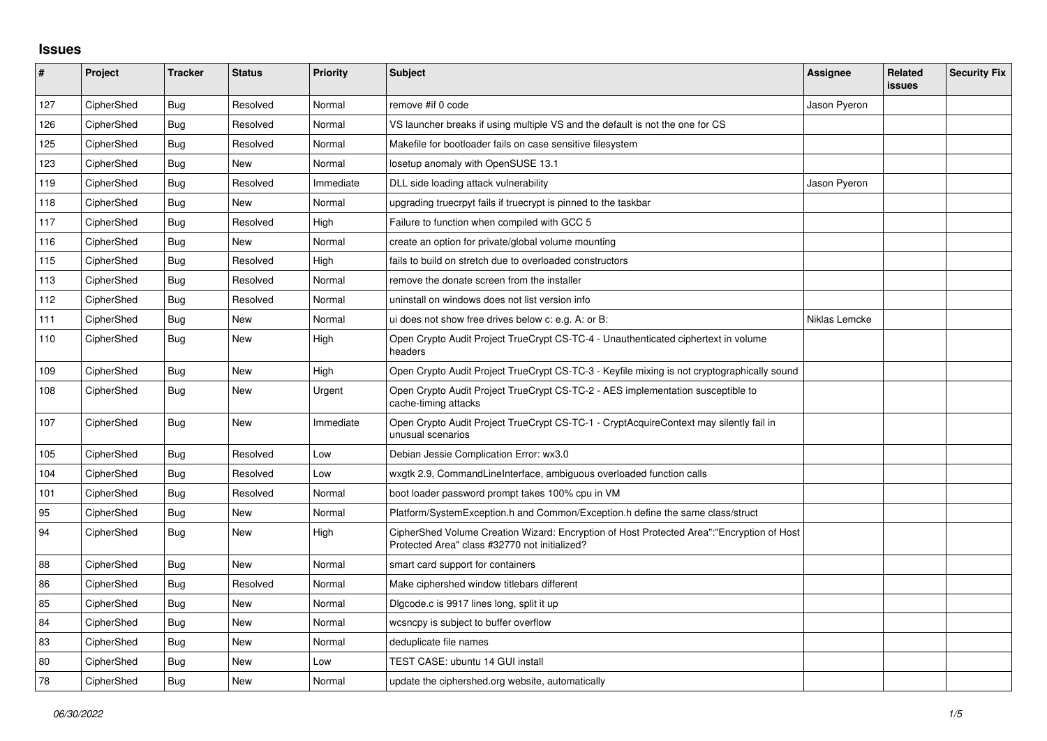## Issues

| # | Project | Tracker | Status | Priority | Subject | Assignee | Related issues | Security Fix |
|---|---|---|---|---|---|---|---|---|
| 127 | CipherShed | Bug | Resolved | Normal | remove #if 0 code | Jason Pyeron | | |
| 126 | CipherShed | Bug | Resolved | Normal | VS launcher breaks if using multiple VS and the default is not the one for CS | | | |
| 125 | CipherShed | Bug | Resolved | Normal | Makefile for bootloader fails on case sensitive filesystem | | | |
| 123 | CipherShed | Bug | New | Normal | losetup anomaly with OpenSUSE 13.1 | | | |
| 119 | CipherShed | Bug | Resolved | Immediate | DLL side loading attack vulnerability | Jason Pyeron | | |
| 118 | CipherShed | Bug | New | Normal | upgrading truecrpyt fails if truecrypt is pinned to the taskbar | | | |
| 117 | CipherShed | Bug | Resolved | High | Failure to function when compiled with GCC 5 | | | |
| 116 | CipherShed | Bug | New | Normal | create an option for private/global volume mounting | | | |
| 115 | CipherShed | Bug | Resolved | High | fails to build on stretch due to overloaded constructors | | | |
| 113 | CipherShed | Bug | Resolved | Normal | remove the donate screen from the installer | | | |
| 112 | CipherShed | Bug | Resolved | Normal | uninstall on windows does not list version info | | | |
| 111 | CipherShed | Bug | New | Normal | ui does not show free drives below c: e.g. A: or B: | Niklas Lemcke | | |
| 110 | CipherShed | Bug | New | High | Open Crypto Audit Project TrueCrypt CS-TC-4 - Unauthenticated ciphertext in volume headers | | | |
| 109 | CipherShed | Bug | New | High | Open Crypto Audit Project TrueCrypt CS-TC-3 - Keyfile mixing is not cryptographically sound | | | |
| 108 | CipherShed | Bug | New | Urgent | Open Crypto Audit Project TrueCrypt CS-TC-2 - AES implementation susceptible to cache-timing attacks | | | |
| 107 | CipherShed | Bug | New | Immediate | Open Crypto Audit Project TrueCrypt CS-TC-1 - CryptAcquireContext may silently fail in unusual scenarios | | | |
| 105 | CipherShed | Bug | Resolved | Low | Debian Jessie Complication Error: wx3.0 | | | |
| 104 | CipherShed | Bug | Resolved | Low | wxgtk 2.9, CommandLineInterface, ambiguous overloaded function calls | | | |
| 101 | CipherShed | Bug | Resolved | Normal | boot loader password prompt takes 100% cpu in VM | | | |
| 95 | CipherShed | Bug | New | Normal | Platform/SystemException.h and Common/Exception.h define the same class/struct | | | |
| 94 | CipherShed | Bug | New | High | CipherShed Volume Creation Wizard: Encryption of Host Protected Area":"Encryption of Host Protected Area" class #32770 not initialized? | | | |
| 88 | CipherShed | Bug | New | Normal | smart card support for containers | | | |
| 86 | CipherShed | Bug | Resolved | Normal | Make ciphershed window titlebars different | | | |
| 85 | CipherShed | Bug | New | Normal | Dlgcode.c is 9917 lines long, split it up | | | |
| 84 | CipherShed | Bug | New | Normal | wcsncpy is subject to buffer overflow | | | |
| 83 | CipherShed | Bug | New | Normal | deduplicate file names | | | |
| 80 | CipherShed | Bug | New | Low | TEST CASE: ubuntu 14 GUI install | | | |
| 78 | CipherShed | Bug | New | Normal | update the ciphershed.org website, automatically | | | |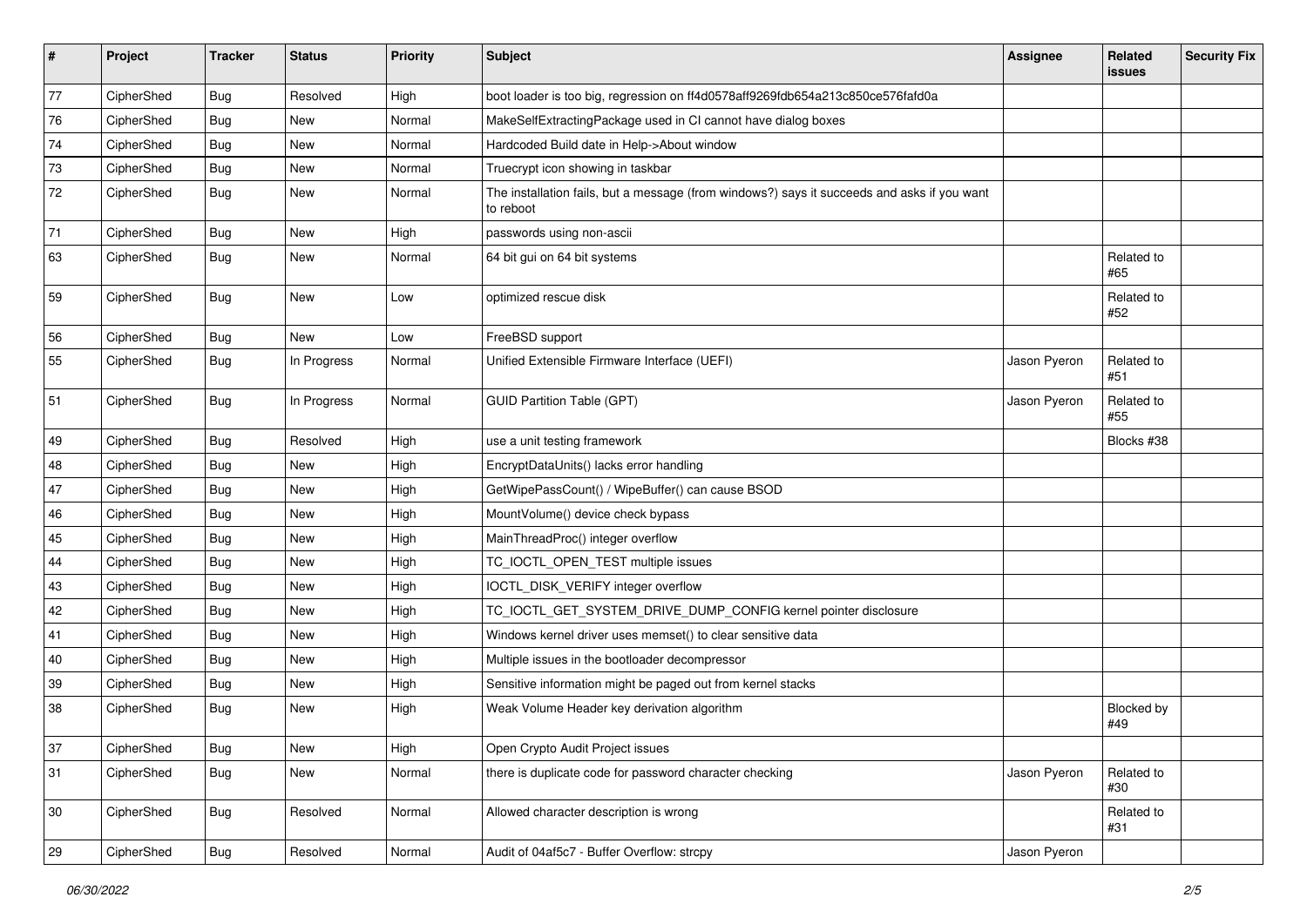| # | Project | Tracker | Status | Priority | Subject | Assignee | Related issues | Security Fix |
|---|---|---|---|---|---|---|---|---|
| 77 | CipherShed | Bug | Resolved | High | boot loader is too big, regression on ff4d0578aff9269fdb654a213c850ce576fafd0a | | | |
| 76 | CipherShed | Bug | New | Normal | MakeSelfExtractingPackage used in CI cannot have dialog boxes | | | |
| 74 | CipherShed | Bug | New | Normal | Hardcoded Build date in Help->About window | | | |
| 73 | CipherShed | Bug | New | Normal | Truecrypt icon showing in taskbar | | | |
| 72 | CipherShed | Bug | New | Normal | The installation fails, but a message (from windows?) says it succeeds and asks if you want to reboot | | | |
| 71 | CipherShed | Bug | New | High | passwords using non-ascii | | | |
| 63 | CipherShed | Bug | New | Normal | 64 bit gui on 64 bit systems | | Related to #65 | |
| 59 | CipherShed | Bug | New | Low | optimized rescue disk | | Related to #52 | |
| 56 | CipherShed | Bug | New | Low | FreeBSD support | | | |
| 55 | CipherShed | Bug | In Progress | Normal | Unified Extensible Firmware Interface (UEFI) | Jason Pyeron | Related to #51 | |
| 51 | CipherShed | Bug | In Progress | Normal | GUID Partition Table (GPT) | Jason Pyeron | Related to #55 | |
| 49 | CipherShed | Bug | Resolved | High | use a unit testing framework | | Blocks #38 | |
| 48 | CipherShed | Bug | New | High | EncryptDataUnits() lacks error handling | | | |
| 47 | CipherShed | Bug | New | High | GetWipePassCount() / WipeBuffer() can cause BSOD | | | |
| 46 | CipherShed | Bug | New | High | MountVolume() device check bypass | | | |
| 45 | CipherShed | Bug | New | High | MainThreadProc() integer overflow | | | |
| 44 | CipherShed | Bug | New | High | TC_IOCTL_OPEN_TEST multiple issues | | | |
| 43 | CipherShed | Bug | New | High | IOCTL_DISK_VERIFY integer overflow | | | |
| 42 | CipherShed | Bug | New | High | TC_IOCTL_GET_SYSTEM_DRIVE_DUMP_CONFIG kernel pointer disclosure | | | |
| 41 | CipherShed | Bug | New | High | Windows kernel driver uses memset() to clear sensitive data | | | |
| 40 | CipherShed | Bug | New | High | Multiple issues in the bootloader decompressor | | | |
| 39 | CipherShed | Bug | New | High | Sensitive information might be paged out from kernel stacks | | | |
| 38 | CipherShed | Bug | New | High | Weak Volume Header key derivation algorithm | | Blocked by #49 | |
| 37 | CipherShed | Bug | New | High | Open Crypto Audit Project issues | | | |
| 31 | CipherShed | Bug | New | Normal | there is duplicate code for password character checking | Jason Pyeron | Related to #30 | |
| 30 | CipherShed | Bug | Resolved | Normal | Allowed character description is wrong | | Related to #31 | |
| 29 | CipherShed | Bug | Resolved | Normal | Audit of 04af5c7 - Buffer Overflow: strcpy | Jason Pyeron | | |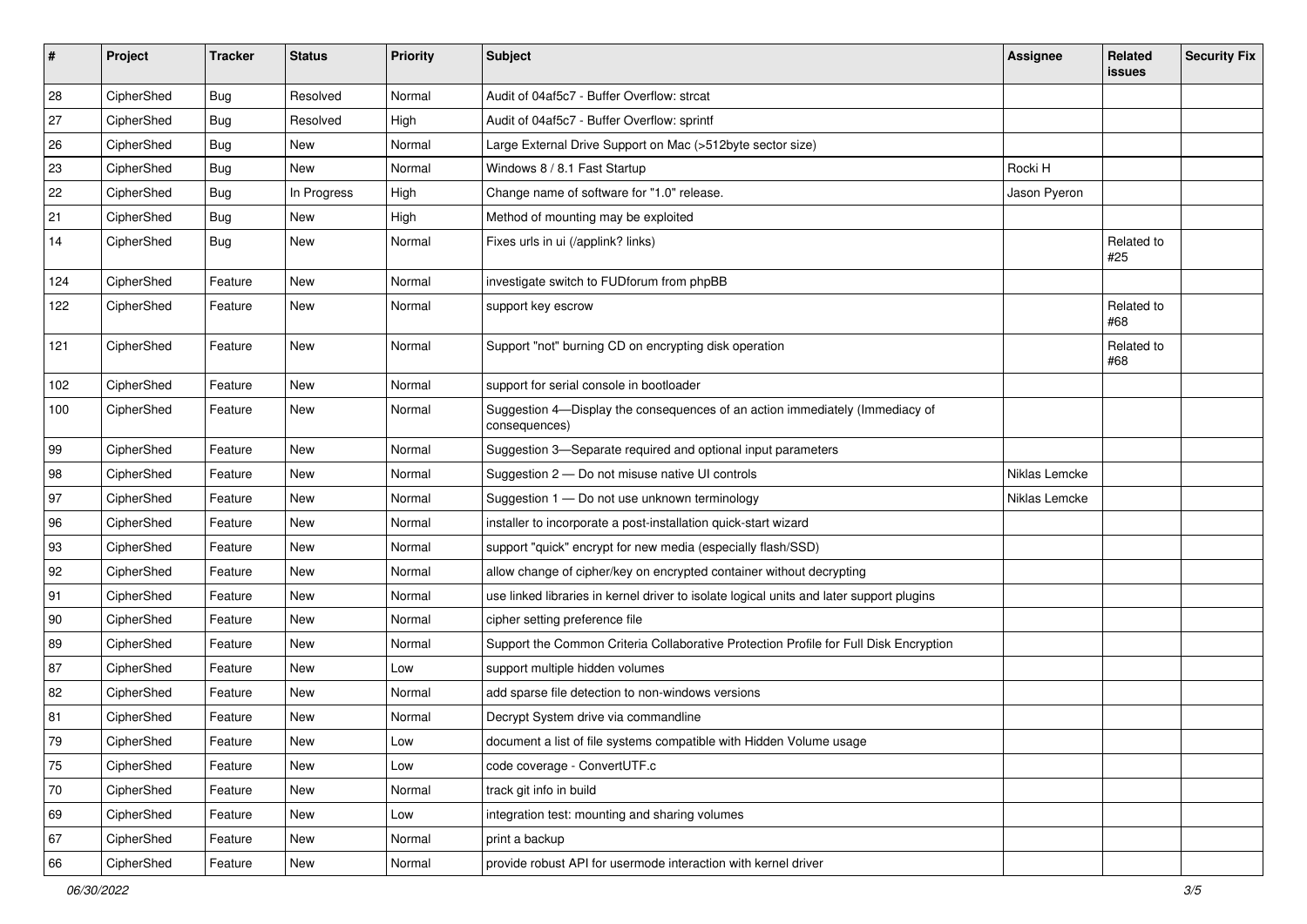| # | Project | Tracker | Status | Priority | Subject | Assignee | Related issues | Security Fix |
|---|---|---|---|---|---|---|---|---|
| 28 | CipherShed | Bug | Resolved | Normal | Audit of 04af5c7 - Buffer Overflow: strcat | | | |
| 27 | CipherShed | Bug | Resolved | High | Audit of 04af5c7 - Buffer Overflow: sprintf | | | |
| 26 | CipherShed | Bug | New | Normal | Large External Drive Support on Mac (>512byte sector size) | | | |
| 23 | CipherShed | Bug | New | Normal | Windows 8 / 8.1 Fast Startup | Rocki H | | |
| 22 | CipherShed | Bug | In Progress | High | Change name of software for "1.0" release. | Jason Pyeron | | |
| 21 | CipherShed | Bug | New | High | Method of mounting may be exploited | | | |
| 14 | CipherShed | Bug | New | Normal | Fixes urls in ui (/applink? links) | | Related to #25 | |
| 124 | CipherShed | Feature | New | Normal | investigate switch to FUDforum from phpBB | | | |
| 122 | CipherShed | Feature | New | Normal | support key escrow | | Related to #68 | |
| 121 | CipherShed | Feature | New | Normal | Support "not" burning CD on encrypting disk operation | | Related to #68 | |
| 102 | CipherShed | Feature | New | Normal | support for serial console in bootloader | | | |
| 100 | CipherShed | Feature | New | Normal | Suggestion 4—Display the consequences of an action immediately (Immediacy of consequences) | | | |
| 99 | CipherShed | Feature | New | Normal | Suggestion 3—Separate required and optional input parameters | | | |
| 98 | CipherShed | Feature | New | Normal | Suggestion 2 — Do not misuse native UI controls | Niklas Lemcke | | |
| 97 | CipherShed | Feature | New | Normal | Suggestion 1 — Do not use unknown terminology | Niklas Lemcke | | |
| 96 | CipherShed | Feature | New | Normal | installer to incorporate a post-installation quick-start wizard | | | |
| 93 | CipherShed | Feature | New | Normal | support "quick" encrypt for new media (especially flash/SSD) | | | |
| 92 | CipherShed | Feature | New | Normal | allow change of cipher/key on encrypted container without decrypting | | | |
| 91 | CipherShed | Feature | New | Normal | use linked libraries in kernel driver to isolate logical units and later support plugins | | | |
| 90 | CipherShed | Feature | New | Normal | cipher setting preference file | | | |
| 89 | CipherShed | Feature | New | Normal | Support the Common Criteria Collaborative Protection Profile for Full Disk Encryption | | | |
| 87 | CipherShed | Feature | New | Low | support multiple hidden volumes | | | |
| 82 | CipherShed | Feature | New | Normal | add sparse file detection to non-windows versions | | | |
| 81 | CipherShed | Feature | New | Normal | Decrypt System drive via commandline | | | |
| 79 | CipherShed | Feature | New | Low | document a list of file systems compatible with Hidden Volume usage | | | |
| 75 | CipherShed | Feature | New | Low | code coverage - ConvertUTF.c | | | |
| 70 | CipherShed | Feature | New | Normal | track git info in build | | | |
| 69 | CipherShed | Feature | New | Low | integration test: mounting and sharing volumes | | | |
| 67 | CipherShed | Feature | New | Normal | print a backup | | | |
| 66 | CipherShed | Feature | New | Normal | provide robust API for usermode interaction with kernel driver | | | |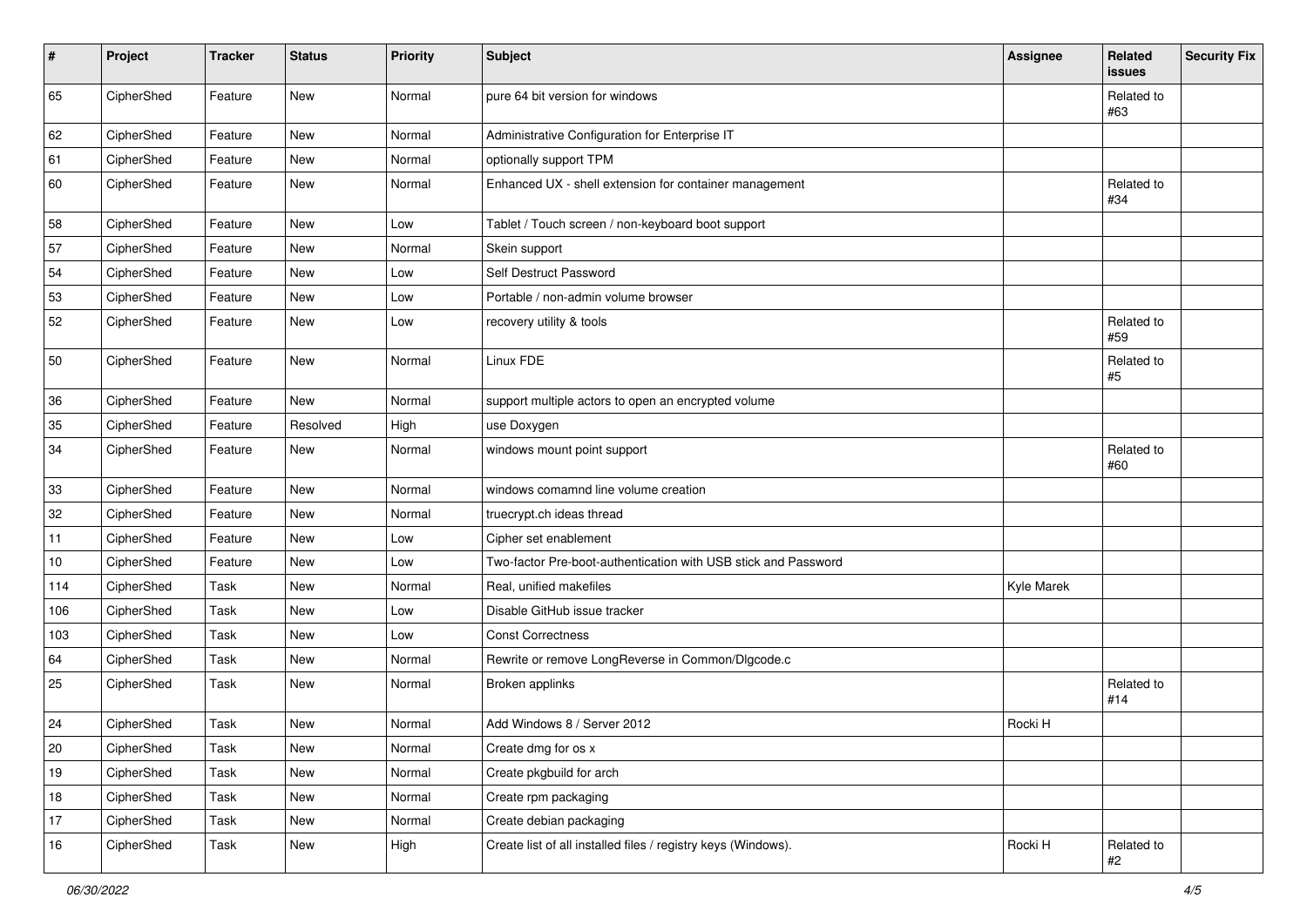| # | Project | Tracker | Status | Priority | Subject | Assignee | Related issues | Security Fix |
|---|---|---|---|---|---|---|---|---|
| 65 | CipherShed | Feature | New | Normal | pure 64 bit version for windows | | Related to #63 | |
| 62 | CipherShed | Feature | New | Normal | Administrative Configuration for Enterprise IT | | | |
| 61 | CipherShed | Feature | New | Normal | optionally support TPM | | | |
| 60 | CipherShed | Feature | New | Normal | Enhanced UX - shell extension for container management | | Related to #34 | |
| 58 | CipherShed | Feature | New | Low | Tablet / Touch screen / non-keyboard boot support | | | |
| 57 | CipherShed | Feature | New | Normal | Skein support | | | |
| 54 | CipherShed | Feature | New | Low | Self Destruct Password | | | |
| 53 | CipherShed | Feature | New | Low | Portable / non-admin volume browser | | | |
| 52 | CipherShed | Feature | New | Low | recovery utility & tools | | Related to #59 | |
| 50 | CipherShed | Feature | New | Normal | Linux FDE | | Related to #5 | |
| 36 | CipherShed | Feature | New | Normal | support multiple actors to open an encrypted volume | | | |
| 35 | CipherShed | Feature | Resolved | High | use Doxygen | | | |
| 34 | CipherShed | Feature | New | Normal | windows mount point support | | Related to #60 | |
| 33 | CipherShed | Feature | New | Normal | windows comamnd line volume creation | | | |
| 32 | CipherShed | Feature | New | Normal | truecrypt.ch ideas thread | | | |
| 11 | CipherShed | Feature | New | Low | Cipher set enablement | | | |
| 10 | CipherShed | Feature | New | Low | Two-factor Pre-boot-authentication with USB stick and Password | | | |
| 114 | CipherShed | Task | New | Normal | Real, unified makefiles | Kyle Marek | | |
| 106 | CipherShed | Task | New | Low | Disable GitHub issue tracker | | | |
| 103 | CipherShed | Task | New | Low | Const Correctness | | | |
| 64 | CipherShed | Task | New | Normal | Rewrite or remove LongReverse in Common/Dlgcode.c | | | |
| 25 | CipherShed | Task | New | Normal | Broken applinks | | Related to #14 | |
| 24 | CipherShed | Task | New | Normal | Add Windows 8 / Server 2012 | Rocki H | | |
| 20 | CipherShed | Task | New | Normal | Create dmg for os x | | | |
| 19 | CipherShed | Task | New | Normal | Create pkgbuild for arch | | | |
| 18 | CipherShed | Task | New | Normal | Create rpm packaging | | | |
| 17 | CipherShed | Task | New | Normal | Create debian packaging | | | |
| 16 | CipherShed | Task | New | High | Create list of all installed files / registry keys (Windows). | Rocki H | Related to #2 | |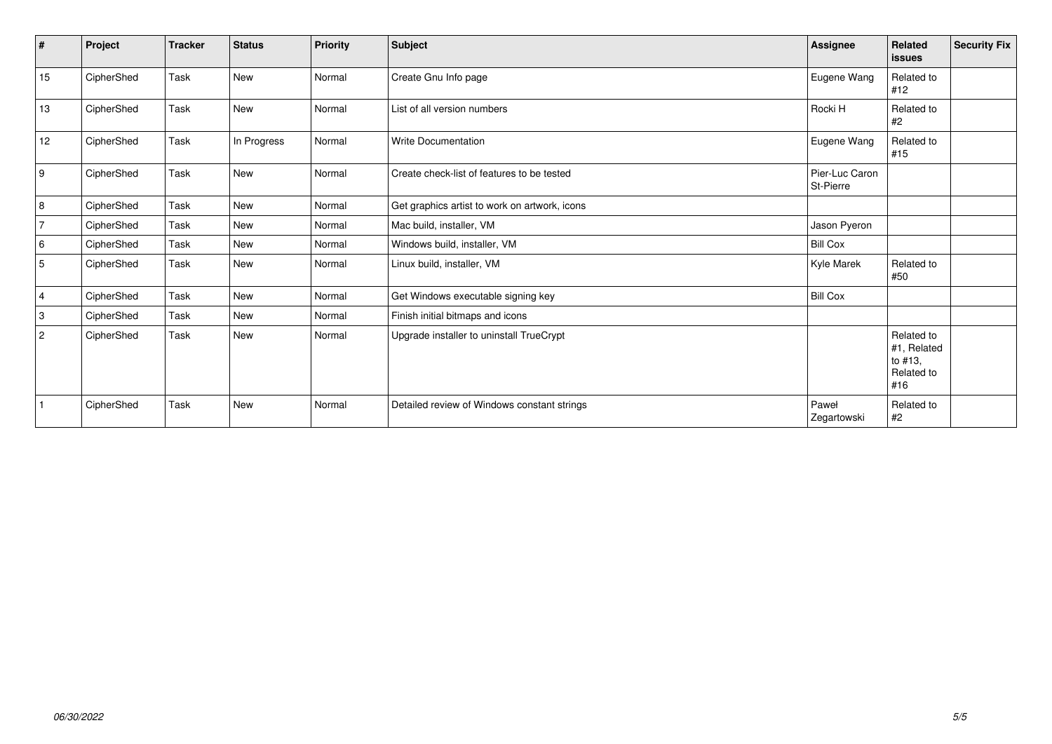| # | Project | Tracker | Status | Priority | Subject | Assignee | Related issues | Security Fix |
|---|---|---|---|---|---|---|---|---|
| 15 | CipherShed | Task | New | Normal | Create Gnu Info page | Eugene Wang | Related to #12 | |
| 13 | CipherShed | Task | New | Normal | List of all version numbers | Rocki H | Related to #2 | |
| 12 | CipherShed | Task | In Progress | Normal | Write Documentation | Eugene Wang | Related to #15 | |
| 9 | CipherShed | Task | New | Normal | Create check-list of features to be tested | Pier-Luc Caron St-Pierre | | |
| 8 | CipherShed | Task | New | Normal | Get graphics artist to work on artwork, icons | | | |
| 7 | CipherShed | Task | New | Normal | Mac build, installer, VM | Jason Pyeron | | |
| 6 | CipherShed | Task | New | Normal | Windows build, installer, VM | Bill Cox | | |
| 5 | CipherShed | Task | New | Normal | Linux build, installer, VM | Kyle Marek | Related to #50 | |
| 4 | CipherShed | Task | New | Normal | Get Windows executable signing key | Bill Cox | | |
| 3 | CipherShed | Task | New | Normal | Finish initial bitmaps and icons | | | |
| 2 | CipherShed | Task | New | Normal | Upgrade installer to uninstall TrueCrypt | | Related to #1, Related to #13, Related to #16 | |
| 1 | CipherShed | Task | New | Normal | Detailed review of Windows constant strings | Paweł Zegartowski | Related to #2 | |